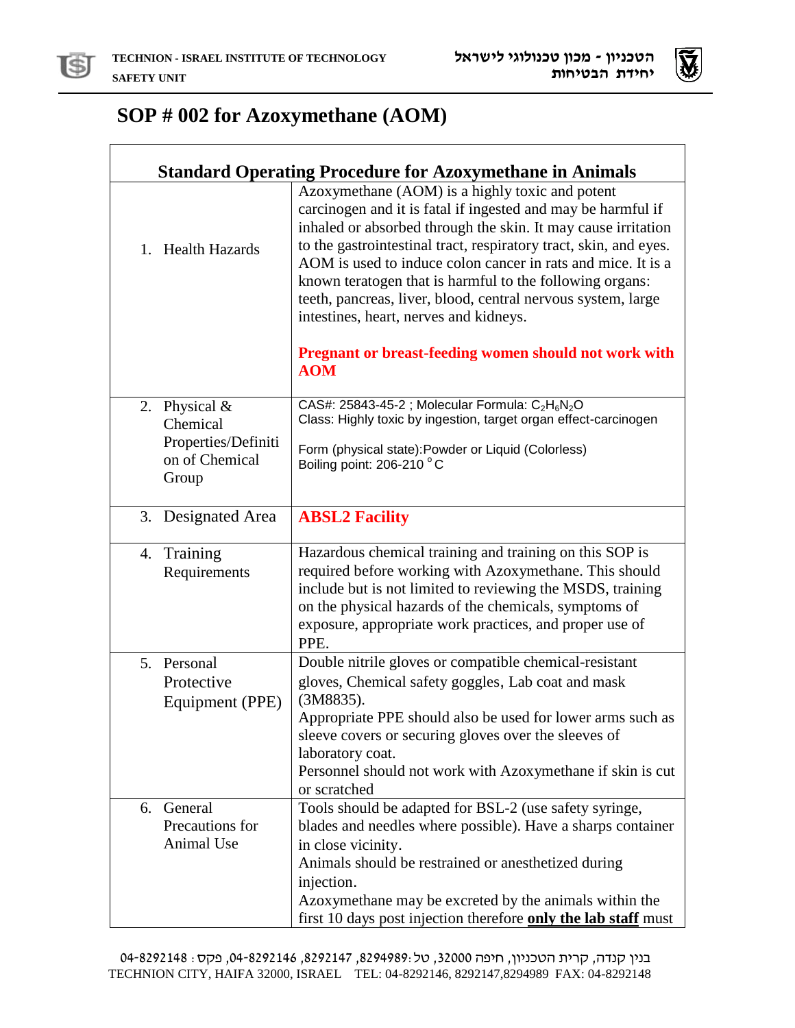# SOP # 002 for Azoxymethane (AOM)

| Standard Operating Procedure for Azoxymethane in Animals | |
|---|---|
| 1. Health Hazards | Azoxymethane (AOM) is a highly toxic and potent carcinogen and it is fatal if ingested and may be harmful if inhaled or absorbed through the skin. It may cause irritation to the gastrointestinal tract, respiratory tract, skin, and eyes. AOM is used to induce colon cancer in rats and mice. It is a known teratogen that is harmful to the following organs: teeth, pancreas, liver, blood, central nervous system, large intestines, heart, nerves and kidneys.<br><br>**Pregnant or breast-feeding women should not work with AOM** |
| 2. Physical & Chemical Properties/Definition of Chemical Group | CAS#: 25843-45-2 ; Molecular Formula: $C_2H_6N_2O$<br>Class: Highly toxic by ingestion, target organ effect-carcinogen<br><br>Form (physical state):Powder or Liquid (Colorless)<br>Boiling point: 206-210 °C |
| 3. Designated Area | **ABSL2 Facility** |
| 4. Training Requirements | Hazardous chemical training and training on this SOP is required before working with Azoxymethane. This should include but is not limited to reviewing the MSDS, training on the physical hazards of the chemicals, symptoms of exposure, appropriate work practices, and proper use of PPE. |
| 5. Personal Protective Equipment (PPE) | Double nitrile gloves or compatible chemical-resistant gloves, Chemical safety goggles, Lab coat and mask (3M8835).<br>Appropriate PPE should also be used for lower arms such as sleeve covers or securing gloves over the sleeves of laboratory coat.<br>Personnel should not work with Azoxymethane if skin is cut or scratched |
| 6. General Precautions for Animal Use | Tools should be adapted for BSL-2 (use safety syringe, blades and needles where possible). Have a sharps container in close vicinity.<br>Animals should be restrained or anesthetized during injection.<br>Azoxymethane may be excreted by the animals within the first 10 days post injection therefore **only the lab staff** must |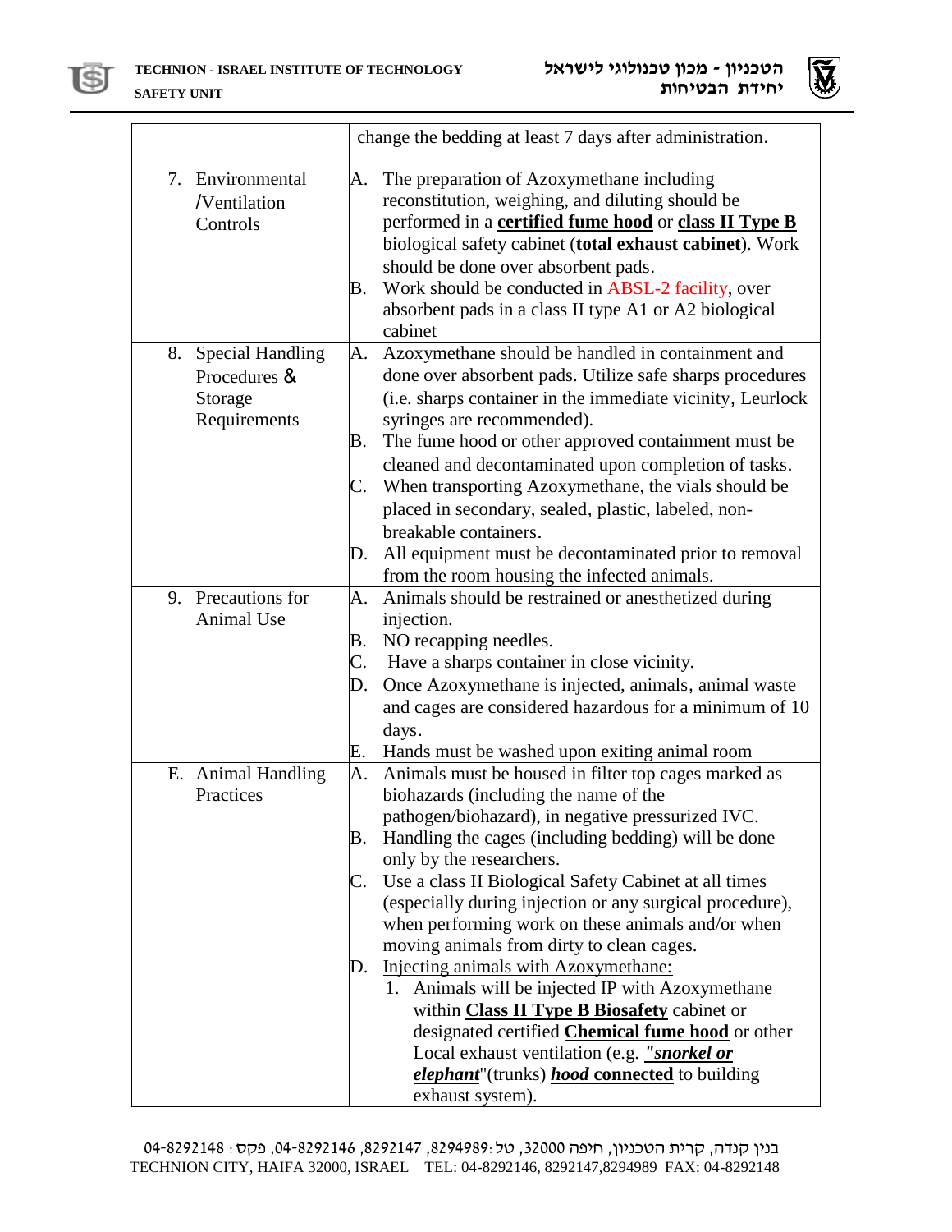| | |
|---|---|
| | change the bedding at least 7 days after administration. |
| 7. Environmental /Ventilation Controls | A. The preparation of Azoxymethane including reconstitution, weighing, and diluting should be performed in a **certified fume hood** or **class II Type B** biological safety cabinet (**total exhaust cabinet**). Work should be done over absorbent pads.<br>B. Work should be conducted in ABSL-2 facility, over absorbent pads in a class II type A1 or A2 biological cabinet |
| 8. Special Handling Procedures & Storage Requirements | A. Azoxymethane should be handled in containment and done over absorbent pads. Utilize safe sharps procedures (i.e. sharps container in the immediate vicinity, Leurlock syringes are recommended).<br>B. The fume hood or other approved containment must be cleaned and decontaminated upon completion of tasks.<br>C. When transporting Azoxymethane, the vials should be placed in secondary, sealed, plastic, labeled, non-breakable containers.<br>D. All equipment must be decontaminated prior to removal from the room housing the infected animals. |
| 9. Precautions for Animal Use | A. Animals should be restrained or anesthetized during injection.<br>B. NO recapping needles.<br>C. Have a sharps container in close vicinity.<br>D. Once Azoxymethane is injected, animals, animal waste and cages are considered hazardous for a minimum of 10 days.<br>E. Hands must be washed upon exiting animal room |
| E. Animal Handling Practices | A. Animals must be housed in filter top cages marked as biohazards (including the name of the pathogen/biohazard), in negative pressurized IVC.<br>B. Handling the cages (including bedding) will be done only by the researchers.<br>C. Use a class II Biological Safety Cabinet at all times (especially during injection or any surgical procedure), when performing work on these animals and/or when moving animals from dirty to clean cages.<br>D. Injecting animals with Azoxymethane:<br>1. Animals will be injected IP with Azoxymethane within **Class II Type B Biosafety** cabinet or designated certified **Chemical fume hood** or other Local exhaust ventilation (e.g. ***"snorkel or elephant***"(trunks) ***hood* connected** to building exhaust system). |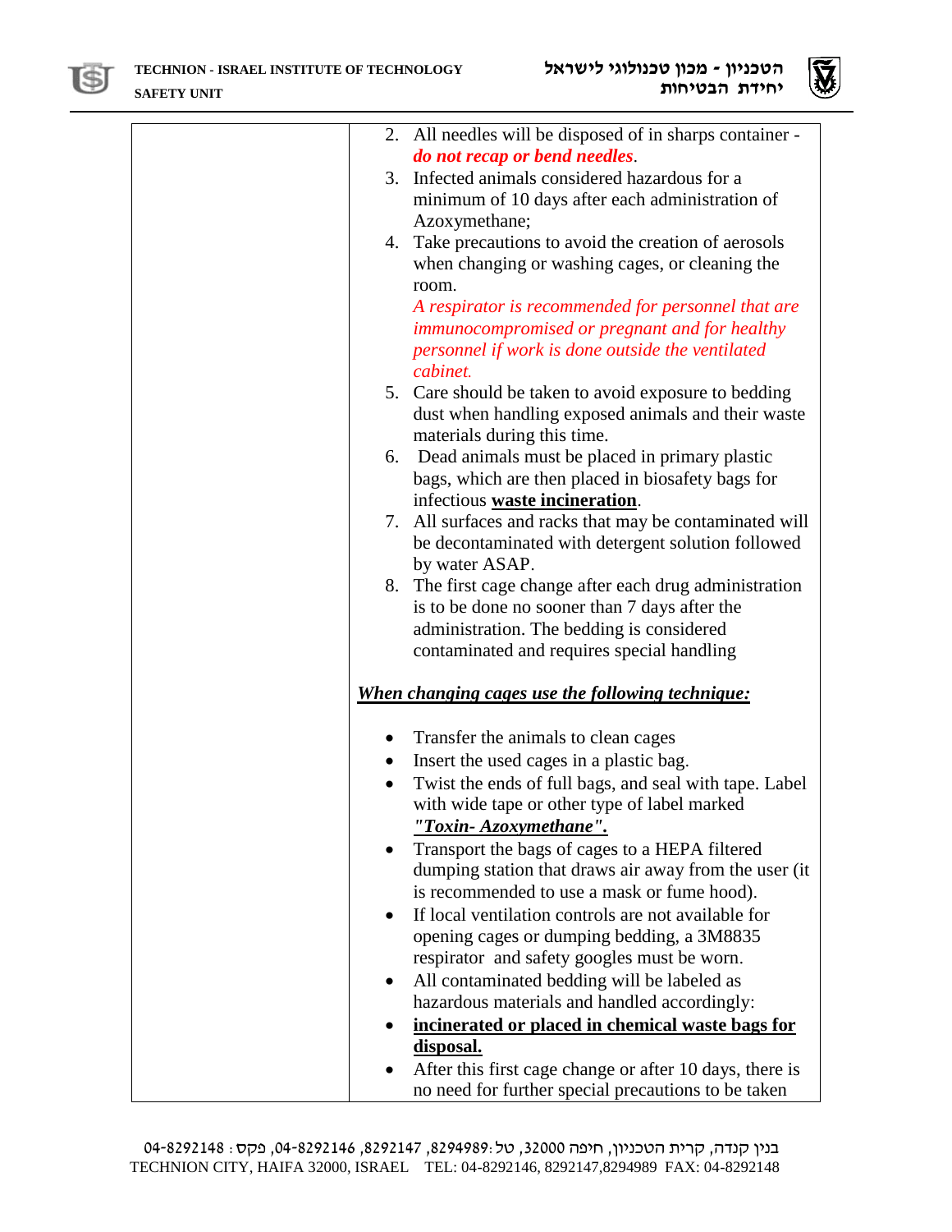| | |
|---|---|
| | 2. All needles will be disposed of in sharps container - ***do not recap or bend needles***.<br>3. Infected animals considered hazardous for a minimum of 10 days after each administration of Azoxymethane;<br>4. Take precautions to avoid the creation of aerosols when changing or washing cages, or cleaning the room.<br>*A respirator is recommended for personnel that are immunocompromised or pregnant and for healthy personnel if work is done outside the ventilated cabinet.*<br>5. Care should be taken to avoid exposure to bedding dust when handling exposed animals and their waste materials during this time.<br>6. Dead animals must be placed in primary plastic bags, which are then placed in biosafety bags for infectious **waste incineration**.<br>7. All surfaces and racks that may be contaminated will be decontaminated with detergent solution followed by water ASAP.<br>8. The first cage change after each drug administration is to be done no sooner than 7 days after the administration. The bedding is considered contaminated and requires special handling<br><br>***When changing cages use the following technique:***<br><br>- Transfer the animals to clean cages<br>- Insert the used cages in a plastic bag.<br>- Twist the ends of full bags, and seal with tape. Label with wide tape or other type of label marked ***"Toxin- Azoxymethane".***<br>- Transport the bags of cages to a HEPA filtered dumping station that draws air away from the user (it is recommended to use a mask or fume hood).<br>- If local ventilation controls are not available for opening cages or dumping bedding, a 3M8835 respirator and safety goggles must be worn.<br>- All contaminated bedding will be labeled as hazardous materials and handled accordingly:<br>- **incinerated or placed in chemical waste bags for disposal.**<br>- After this first cage change or after 10 days, there is no need for further special precautions to be taken |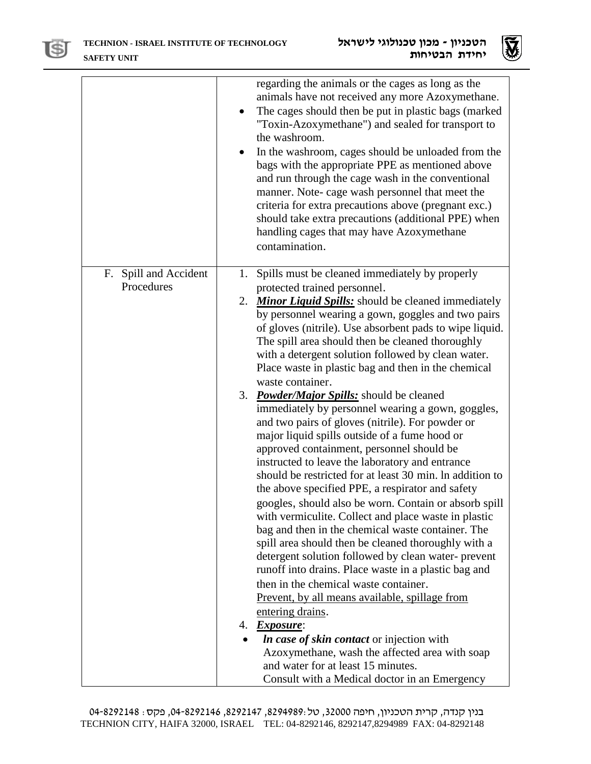| | |
|---|---|
| | regarding the animals or the cages as long as the animals have not received any more Azoxymethane.<br>• The cages should then be put in plastic bags (marked "Toxin-Azoxymethane") and sealed for transport to the washroom.<br>• In the washroom, cages should be unloaded from the bags with the appropriate PPE as mentioned above and run through the cage wash in the conventional manner. Note- cage wash personnel that meet the criteria for extra precautions above (pregnant exc.) should take extra precautions (additional PPE) when handling cages that may have Azoxymethane contamination. |
| F. Spill and Accident Procedures | 1. Spills must be cleaned immediately by properly protected trained personnel.<br>2. ***<u>Minor Liquid Spills:</u>*** should be cleaned immediately by personnel wearing a gown, goggles and two pairs of gloves (nitrile). Use absorbent pads to wipe liquid. The spill area should then be cleaned thoroughly with a detergent solution followed by clean water. Place waste in plastic bag and then in the chemical waste container.<br>3. ***<u>Powder/Major Spills:</u>*** should be cleaned immediately by personnel wearing a gown, goggles, and two pairs of gloves (nitrile). For powder or major liquid spills outside of a fume hood or approved containment, personnel should be instructed to leave the laboratory and entrance should be restricted for at least 30 min. ln addition to the above specified PPE, a respirator and safety googles, should also be worn. Contain or absorb spill with vermiculite. Collect and place waste in plastic bag and then in the chemical waste container. The spill area should then be cleaned thoroughly with a detergent solution followed by clean water- prevent runoff into drains. Place waste in a plastic bag and then in the chemical waste container.<br><u>Prevent, by all means available, spillage from entering drains</u>.<br>4. ***<u>Exposure</u>***:<br>• ***ln case of skin contact*** or injection with Azoxymethane, wash the affected area with soap and water for at least 15 minutes.<br>Consult with a Medical doctor in an Emergency |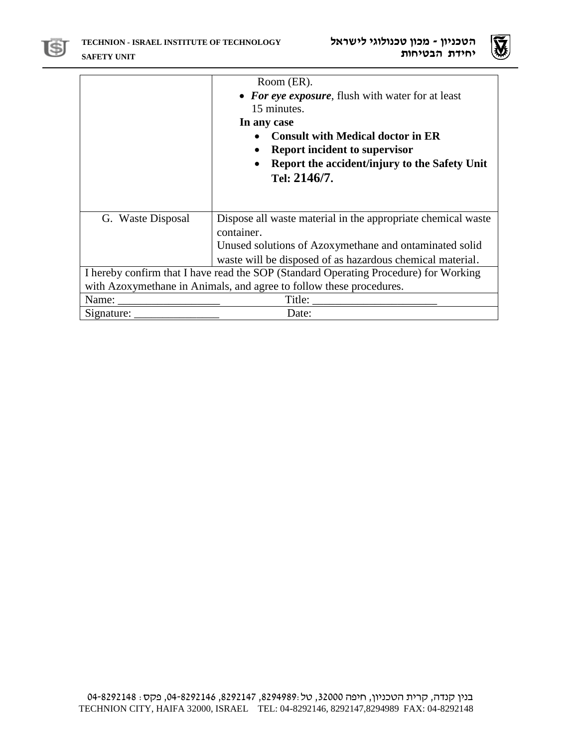| | |
|---|---|
| | Room (ER).<br>• ***For eye exposure***, flush with water for at least 15 minutes.<br>**In any case**<br>• **Consult with Medical doctor in ER**<br>• **Report incident to supervisor**<br>• **Report the accident/injury to the Safety Unit Tel: 2146/7.** |
| G. Waste Disposal | Dispose all waste material in the appropriate chemical waste container.<br>Unused solutions of Azoxymethane and ontaminated solid waste will be disposed of as hazardous chemical material. |
| I hereby confirm that I have read the SOP (Standard Operating Procedure) for Working with Azoxymethane in Animals, and agree to follow these procedures. | |
| Name: __________________ | Title: ______________________ |
| Signature: _______________ | Date: |